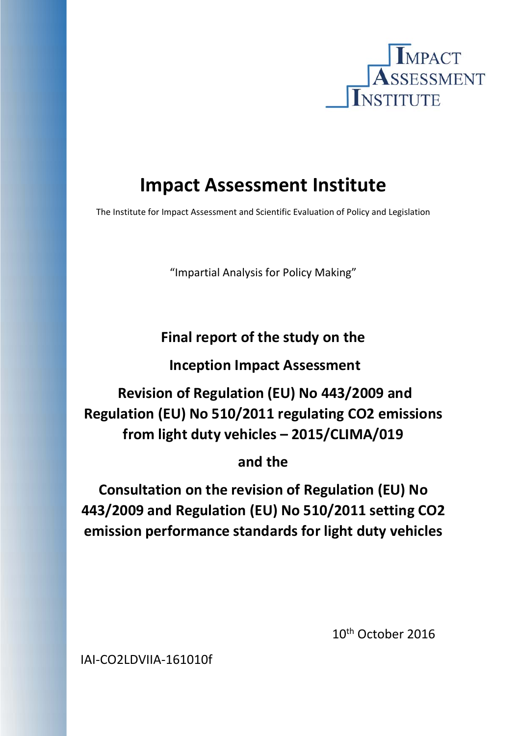IMPACT ASSESSMENT INSTITUTE

# Impact Assessment Institute

The Institute for Impact Assessment and Scientific Evaluation of Policy and Legislation

"Impartial Analysis for Policy Making"

## Final report of the study on the

## Inception Impact Assessment

## Revision of Regulation (EU) No 443/2009 and Regulation (EU) No 510/2011 regulating CO2 emissions from light duty vehicles – 2015/CLIMA/019

## and the

## Consultation on the revision of Regulation (EU) No 443/2009 and Regulation (EU) No 510/2011 setting CO2 emission performance standards for light duty vehicles

10th October 2016

IAI-CO2LDVIIA-161010f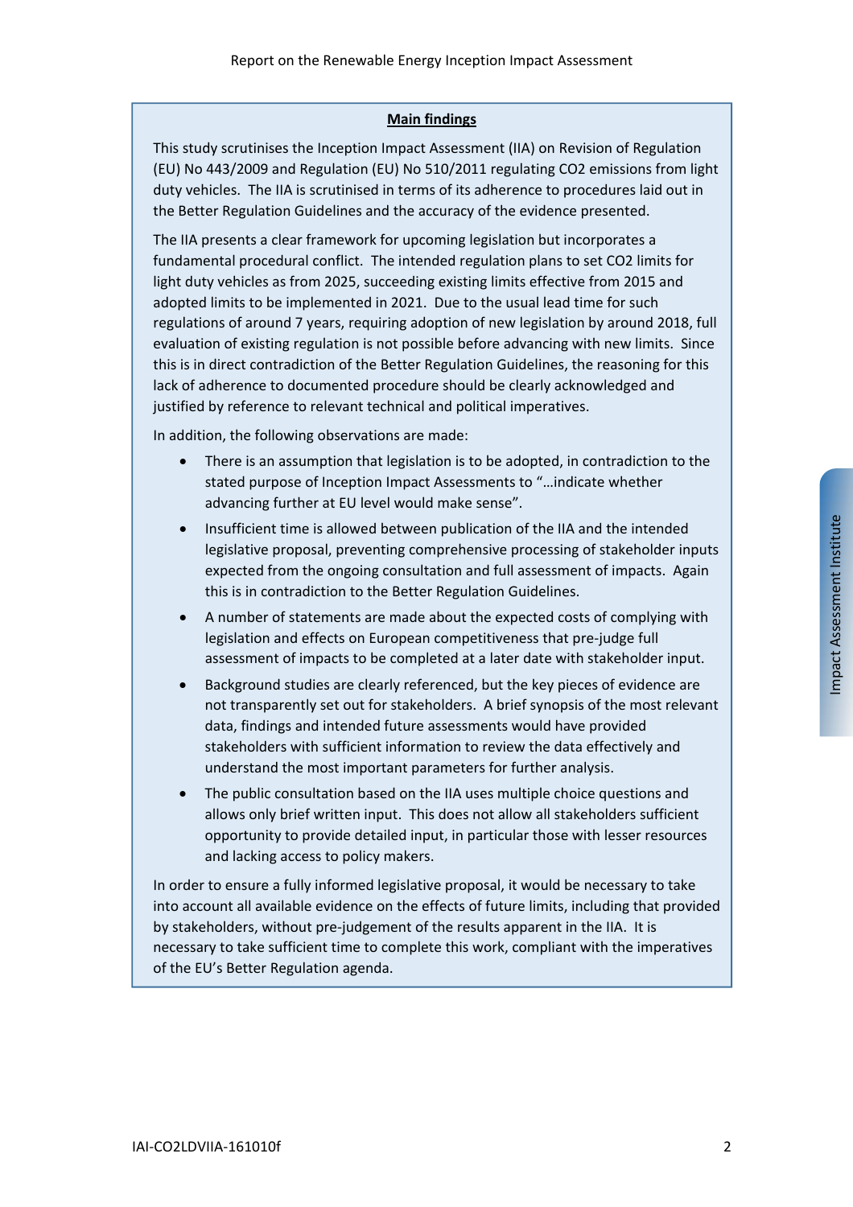## Main findings

This study scrutinises the Inception Impact Assessment (IIA) on Revision of Regulation (EU) No 443/2009 and Regulation (EU) No 510/2011 regulating $CO_2$ emissions from light duty vehicles. The IIA is scrutinised in terms of its adherence to procedures laid out in the Better Regulation Guidelines and the accuracy of the evidence presented.

The IIA presents a clear framework for upcoming legislation but incorporates a fundamental procedural conflict. The intended regulation plans to set $CO_2$ limits for light duty vehicles as from 2025, succeeding existing limits effective from 2015 and adopted limits to be implemented in 2021. Due to the usual lead time for such regulations of around 7 years, requiring adoption of new legislation by around 2018, full evaluation of existing regulation is not possible before advancing with new limits. Since this is in direct contradiction of the Better Regulation Guidelines, the reasoning for this lack of adherence to documented procedure should be clearly acknowledged and justified by reference to relevant technical and political imperatives.

In addition, the following observations are made:

- There is an assumption that legislation is to be adopted, in contradiction to the stated purpose of Inception Impact Assessments to "…indicate whether advancing further at EU level would make sense".
- Insufficient time is allowed between publication of the IIA and the intended legislative proposal, preventing comprehensive processing of stakeholder inputs expected from the ongoing consultation and full assessment of impacts. Again this is in contradiction to the Better Regulation Guidelines.
- A number of statements are made about the expected costs of complying with legislation and effects on European competitiveness that pre-judge full assessment of impacts to be completed at a later date with stakeholder input.
- Background studies are clearly referenced, but the key pieces of evidence are not transparently set out for stakeholders. A brief synopsis of the most relevant data, findings and intended future assessments would have provided stakeholders with sufficient information to review the data effectively and understand the most important parameters for further analysis.
- The public consultation based on the IIA uses multiple choice questions and allows only brief written input. This does not allow all stakeholders sufficient opportunity to provide detailed input, in particular those with lesser resources and lacking access to policy makers.

In order to ensure a fully informed legislative proposal, it would be necessary to take into account all available evidence on the effects of future limits, including that provided by stakeholders, without pre-judgement of the results apparent in the IIA. It is necessary to take sufficient time to complete this work, compliant with the imperatives of the EU's Better Regulation agenda.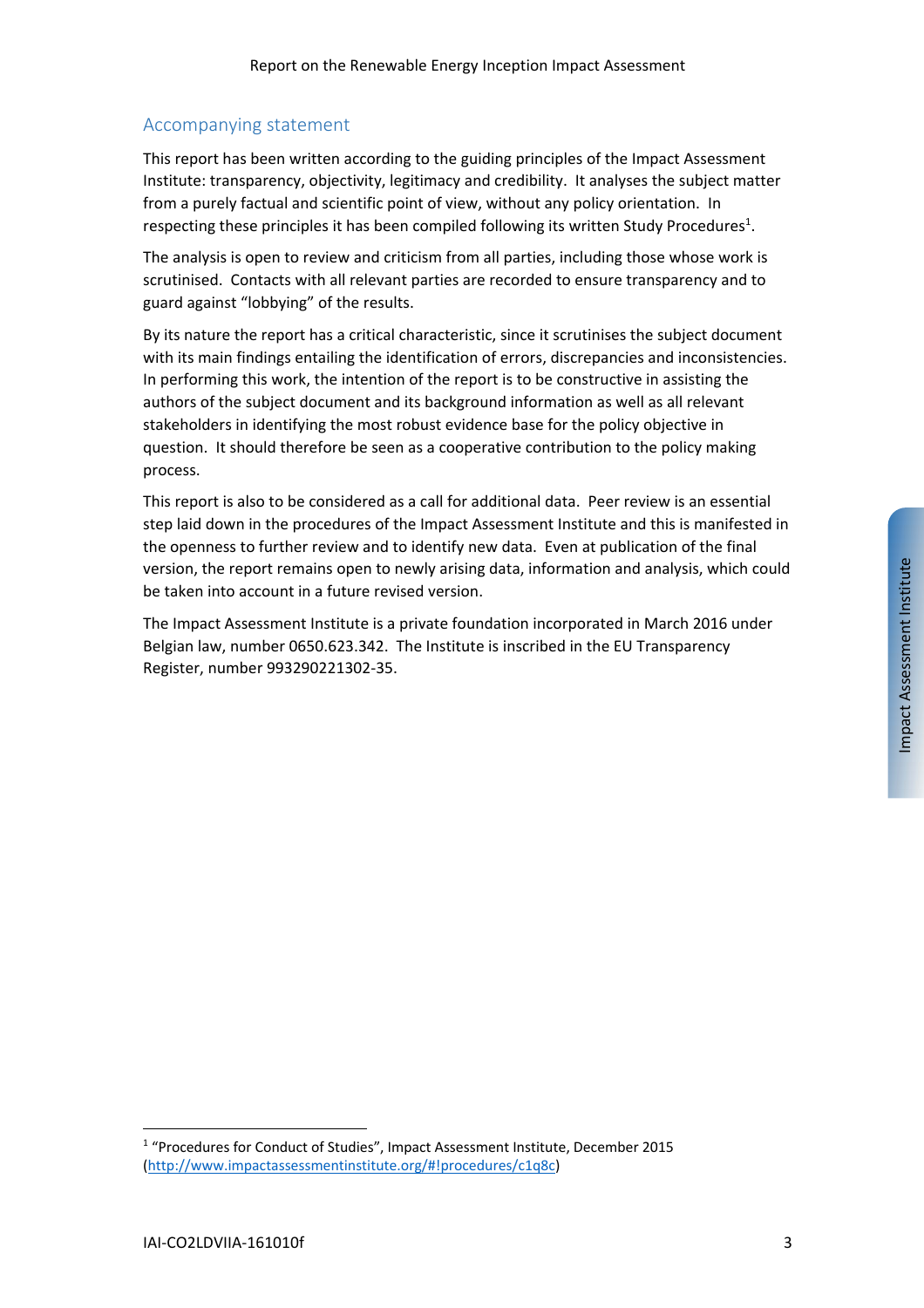## Accompanying statement

This report has been written according to the guiding principles of the Impact Assessment Institute: transparency, objectivity, legitimacy and credibility. It analyses the subject matter from a purely factual and scientific point of view, without any policy orientation. In respecting these principles it has been compiled following its written Study Procedures[1].

The analysis is open to review and criticism from all parties, including those whose work is scrutinised. Contacts with all relevant parties are recorded to ensure transparency and to guard against "lobbying" of the results.

By its nature the report has a critical characteristic, since it scrutinises the subject document with its main findings entailing the identification of errors, discrepancies and inconsistencies. In performing this work, the intention of the report is to be constructive in assisting the authors of the subject document and its background information as well as all relevant stakeholders in identifying the most robust evidence base for the policy objective in question. It should therefore be seen as a cooperative contribution to the policy making process.

This report is also to be considered as a call for additional data. Peer review is an essential step laid down in the procedures of the Impact Assessment Institute and this is manifested in the openness to further review and to identify new data. Even at publication of the final version, the report remains open to newly arising data, information and analysis, which could be taken into account in a future revised version.

The Impact Assessment Institute is a private foundation incorporated in March 2016 under Belgian law, number 0650.623.342. The Institute is inscribed in the EU Transparency Register, number 993290221302-35.

[1] "Procedures for Conduct of Studies", Impact Assessment Institute, December 2015 (http://www.impactassessmentinstitute.org/#!procedures/c1q8c)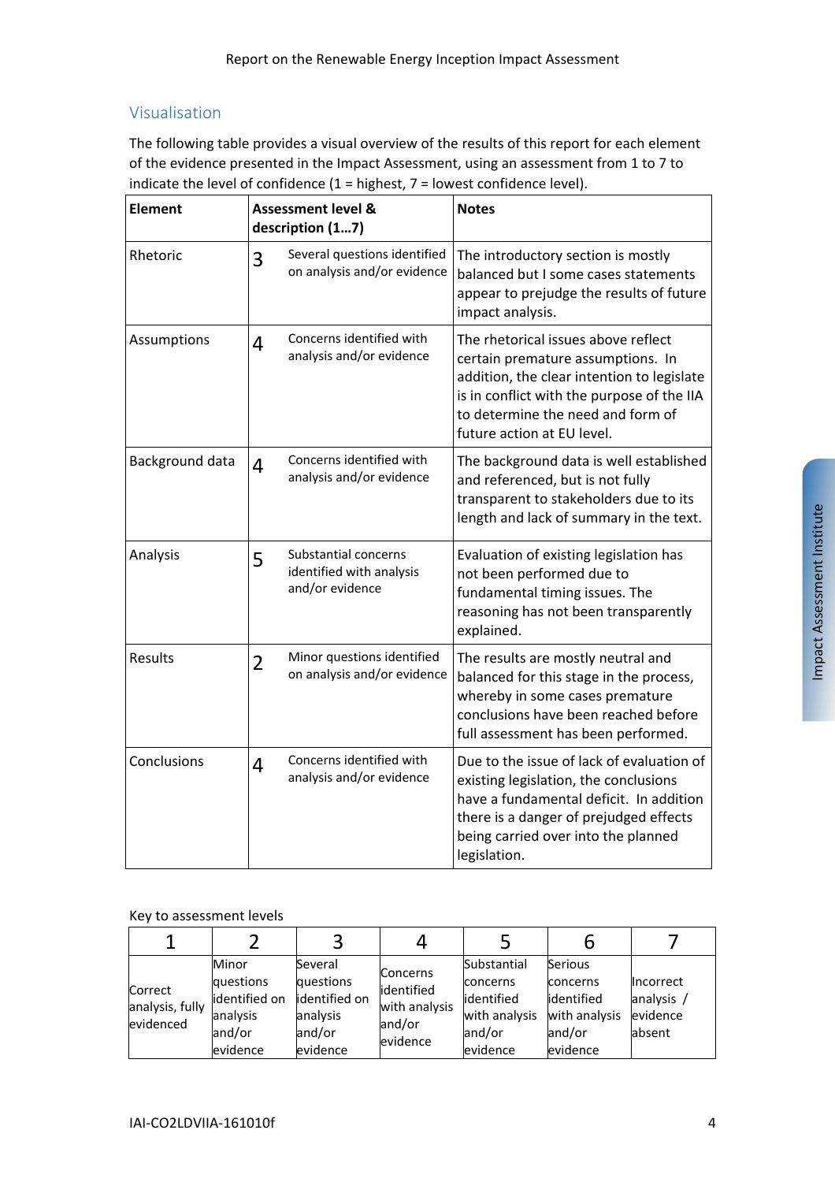## Visualisation

The following table provides a visual overview of the results of this report for each element of the evidence presented in the Impact Assessment, using an assessment from 1 to 7 to indicate the level of confidence (1 = highest, 7 = lowest confidence level).

| Element | Assessment level & description (1…7) | | Notes |
|---|---|---|---|
| Rhetoric | 3 | Several questions identified on analysis and/or evidence | The introductory section is mostly balanced but I some cases statements appear to prejudge the results of future impact analysis. |
| Assumptions | 4 | Concerns identified with analysis and/or evidence | The rhetorical issues above reflect certain premature assumptions. In addition, the clear intention to legislate is in conflict with the purpose of the IIA to determine the need and form of future action at EU level. |
| Background data | 4 | Concerns identified with analysis and/or evidence | The background data is well established and referenced, but is not fully transparent to stakeholders due to its length and lack of summary in the text. |
| Analysis | 5 | Substantial concerns identified with analysis and/or evidence | Evaluation of existing legislation has not been performed due to fundamental timing issues. The reasoning has not been transparently explained. |
| Results | 2 | Minor questions identified on analysis and/or evidence | The results are mostly neutral and balanced for this stage in the process, whereby in some cases premature conclusions have been reached before full assessment has been performed. |
| Conclusions | 4 | Concerns identified with analysis and/or evidence | Due to the issue of lack of evaluation of existing legislation, the conclusions have a fundamental deficit. In addition there is a danger of prejudged effects being carried over into the planned legislation. |

Key to assessment levels

| 1 | 2 | 3 | 4 | 5 | 6 | 7 |
|---|---|---|---|---|---|---|
| Correct analysis, fully evidenced | Minor questions identified on analysis and/or evidence | Several questions identified on analysis and/or evidence | Concerns identified with analysis and/or evidence | Substantial concerns identified with analysis and/or evidence | Serious concerns identified with analysis and/or evidence | Incorrect analysis / evidence absent |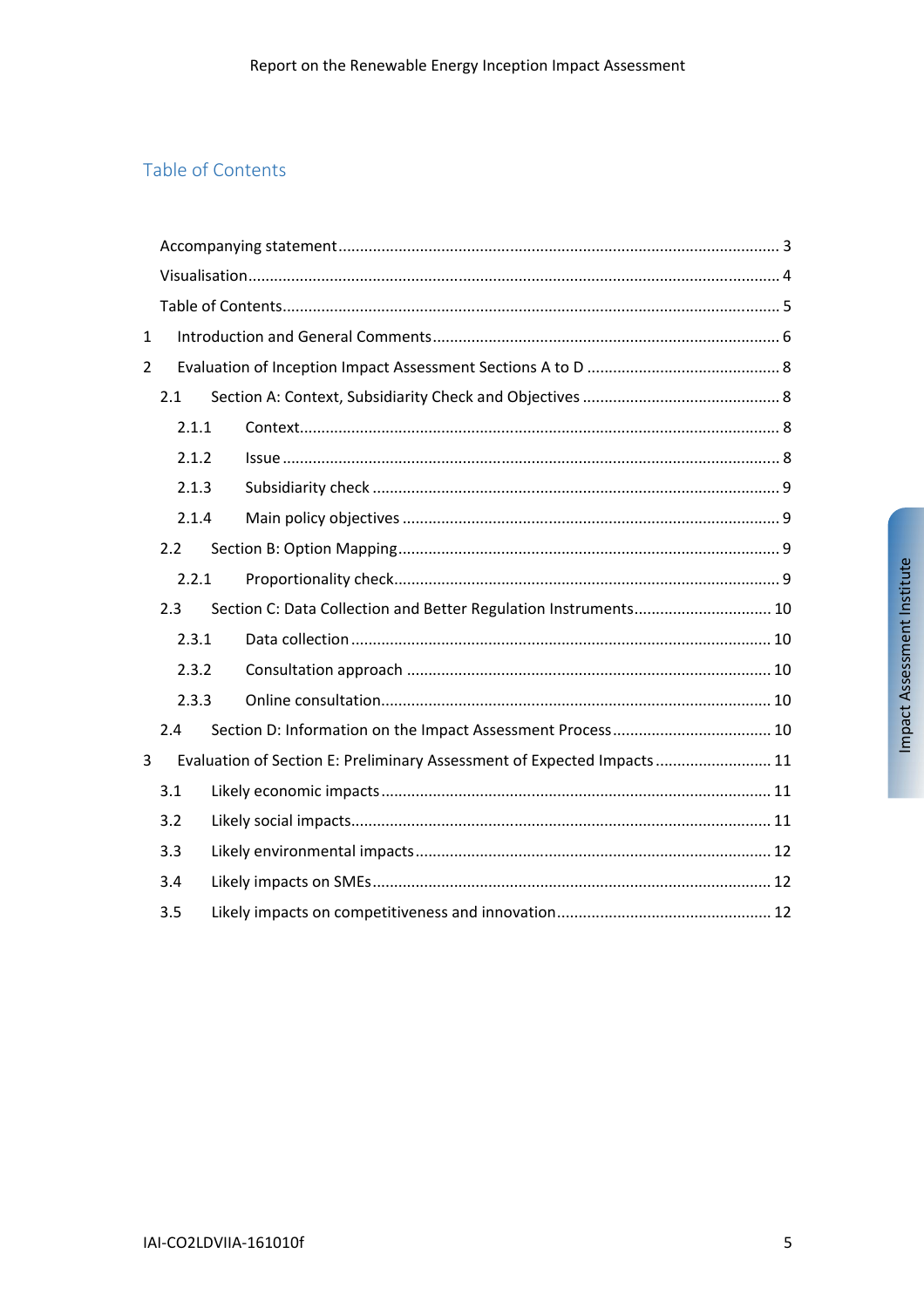## Table of Contents

Accompanying statement ........................................................................................................ 3

Visualisation ........................................................................................................................... 4

Table of Contents ................................................................................................................... 5

1 Introduction and General Comments ................................................................................. 6

2 Evaluation of Inception Impact Assessment Sections A to D ............................................ 8

2.1 Section A: Context, Subsidiarity Check and Objectives .................................................. 8

2.1.1 Context ......................................................................................................................... 8

2.1.2 Issue ............................................................................................................................. 8

2.1.3 Subsidiarity check ........................................................................................................ 9

2.1.4 Main policy objectives ................................................................................................. 9

2.2 Section B: Option Mapping ............................................................................................ 9

2.2.1 Proportionality check ................................................................................................... 9

2.3 Section C: Data Collection and Better Regulation Instruments .................................... 10

2.3.1 Data collection ........................................................................................................... 10

2.3.2 Consultation approach ............................................................................................... 10

2.3.3 Online consultation .................................................................................................... 10

2.4 Section D: Information on the Impact Assessment Process ........................................... 10

3 Evaluation of Section E: Preliminary Assessment of Expected Impacts ........................... 11

3.1 Likely economic impacts ............................................................................................... 11

3.2 Likely social impacts ..................................................................................................... 11

3.3 Likely environmental impacts ....................................................................................... 12

3.4 Likely impacts on SMEs ................................................................................................ 12

3.5 Likely impacts on competitiveness and innovation ....................................................... 12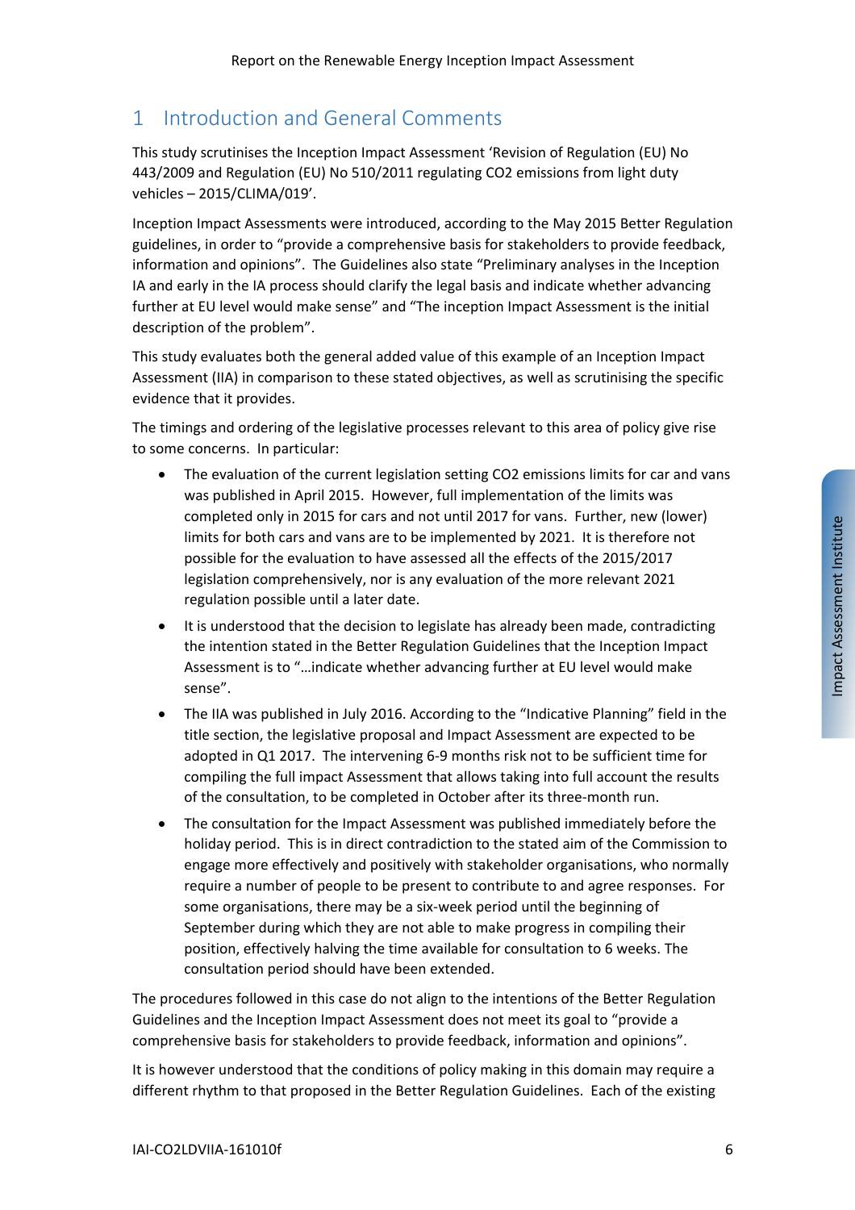# 1 Introduction and General Comments

This study scrutinises the Inception Impact Assessment 'Revision of Regulation (EU) No 443/2009 and Regulation (EU) No 510/2011 regulating CO2 emissions from light duty vehicles – 2015/CLIMA/019'.

Inception Impact Assessments were introduced, according to the May 2015 Better Regulation guidelines, in order to "provide a comprehensive basis for stakeholders to provide feedback, information and opinions". The Guidelines also state "Preliminary analyses in the Inception IA and early in the IA process should clarify the legal basis and indicate whether advancing further at EU level would make sense" and "The inception Impact Assessment is the initial description of the problem".

This study evaluates both the general added value of this example of an Inception Impact Assessment (IIA) in comparison to these stated objectives, as well as scrutinising the specific evidence that it provides.

The timings and ordering of the legislative processes relevant to this area of policy give rise to some concerns. In particular:

- The evaluation of the current legislation setting CO2 emissions limits for car and vans was published in April 2015. However, full implementation of the limits was completed only in 2015 for cars and not until 2017 for vans. Further, new (lower) limits for both cars and vans are to be implemented by 2021. It is therefore not possible for the evaluation to have assessed all the effects of the 2015/2017 legislation comprehensively, nor is any evaluation of the more relevant 2021 regulation possible until a later date.
- It is understood that the decision to legislate has already been made, contradicting the intention stated in the Better Regulation Guidelines that the Inception Impact Assessment is to "…indicate whether advancing further at EU level would make sense".
- The IIA was published in July 2016. According to the "Indicative Planning" field in the title section, the legislative proposal and Impact Assessment are expected to be adopted in Q1 2017. The intervening 6-9 months risk not to be sufficient time for compiling the full impact Assessment that allows taking into full account the results of the consultation, to be completed in October after its three-month run.
- The consultation for the Impact Assessment was published immediately before the holiday period. This is in direct contradiction to the stated aim of the Commission to engage more effectively and positively with stakeholder organisations, who normally require a number of people to be present to contribute to and agree responses. For some organisations, there may be a six-week period until the beginning of September during which they are not able to make progress in compiling their position, effectively halving the time available for consultation to 6 weeks. The consultation period should have been extended.

The procedures followed in this case do not align to the intentions of the Better Regulation Guidelines and the Inception Impact Assessment does not meet its goal to "provide a comprehensive basis for stakeholders to provide feedback, information and opinions".

It is however understood that the conditions of policy making in this domain may require a different rhythm to that proposed in the Better Regulation Guidelines. Each of the existing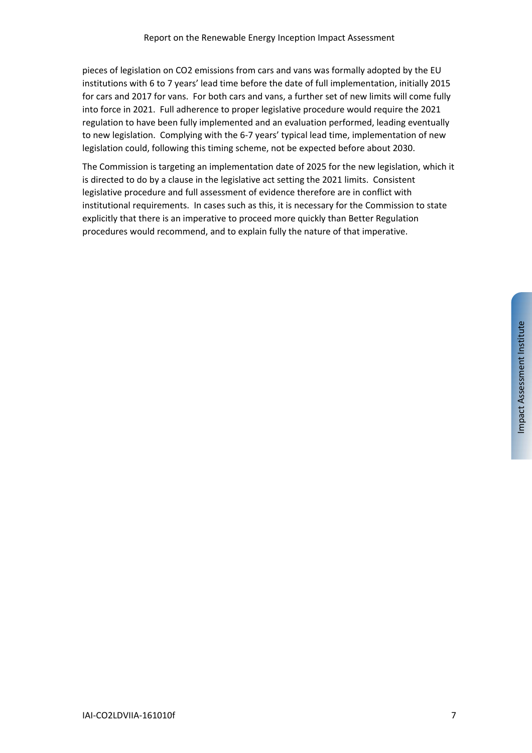pieces of legislation on $CO_2$ emissions from cars and vans was formally adopted by the EU institutions with 6 to 7 years' lead time before the date of full implementation, initially 2015 for cars and 2017 for vans. For both cars and vans, a further set of new limits will come fully into force in 2021. Full adherence to proper legislative procedure would require the 2021 regulation to have been fully implemented and an evaluation performed, leading eventually to new legislation. Complying with the 6-7 years' typical lead time, implementation of new legislation could, following this timing scheme, not be expected before about 2030.

The Commission is targeting an implementation date of 2025 for the new legislation, which it is directed to do by a clause in the legislative act setting the 2021 limits. Consistent legislative procedure and full assessment of evidence therefore are in conflict with institutional requirements. In cases such as this, it is necessary for the Commission to state explicitly that there is an imperative to proceed more quickly than Better Regulation procedures would recommend, and to explain fully the nature of that imperative.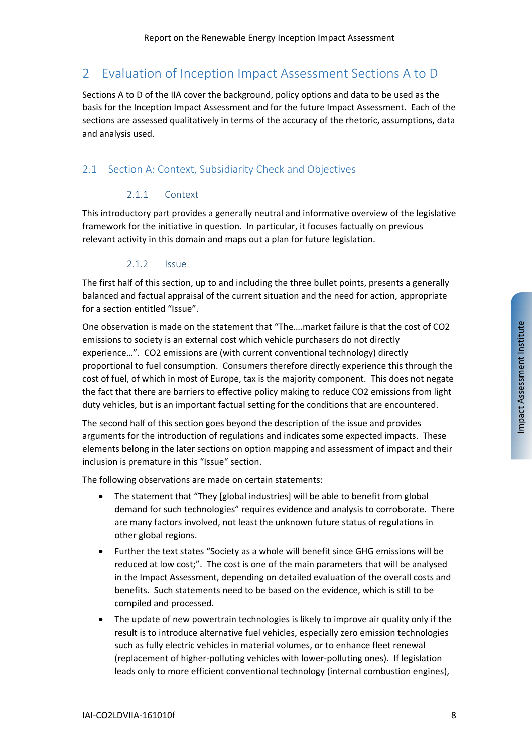# 2 Evaluation of Inception Impact Assessment Sections A to D

Sections A to D of the IIA cover the background, policy options and data to be used as the basis for the Inception Impact Assessment and for the future Impact Assessment. Each of the sections are assessed qualitatively in terms of the accuracy of the rhetoric, assumptions, data and analysis used.

## 2.1 Section A: Context, Subsidiarity Check and Objectives

### 2.1.1 Context

This introductory part provides a generally neutral and informative overview of the legislative framework for the initiative in question. In particular, it focuses factually on previous relevant activity in this domain and maps out a plan for future legislation.

### 2.1.2 Issue

The first half of this section, up to and including the three bullet points, presents a generally balanced and factual appraisal of the current situation and the need for action, appropriate for a section entitled "Issue".

One observation is made on the statement that "The….market failure is that the cost of CO2 emissions to society is an external cost which vehicle purchasers do not directly experience…". CO2 emissions are (with current conventional technology) directly proportional to fuel consumption. Consumers therefore directly experience this through the cost of fuel, of which in most of Europe, tax is the majority component. This does not negate the fact that there are barriers to effective policy making to reduce CO2 emissions from light duty vehicles, but is an important factual setting for the conditions that are encountered.

The second half of this section goes beyond the description of the issue and provides arguments for the introduction of regulations and indicates some expected impacts. These elements belong in the later sections on option mapping and assessment of impact and their inclusion is premature in this "Issue" section.

The following observations are made on certain statements:

- The statement that "They [global industries] will be able to benefit from global demand for such technologies" requires evidence and analysis to corroborate. There are many factors involved, not least the unknown future status of regulations in other global regions.
- Further the text states "Society as a whole will benefit since GHG emissions will be reduced at low cost;". The cost is one of the main parameters that will be analysed in the Impact Assessment, depending on detailed evaluation of the overall costs and benefits. Such statements need to be based on the evidence, which is still to be compiled and processed.
- The update of new powertrain technologies is likely to improve air quality only if the result is to introduce alternative fuel vehicles, especially zero emission technologies such as fully electric vehicles in material volumes, or to enhance fleet renewal (replacement of higher-polluting vehicles with lower-polluting ones). If legislation leads only to more efficient conventional technology (internal combustion engines),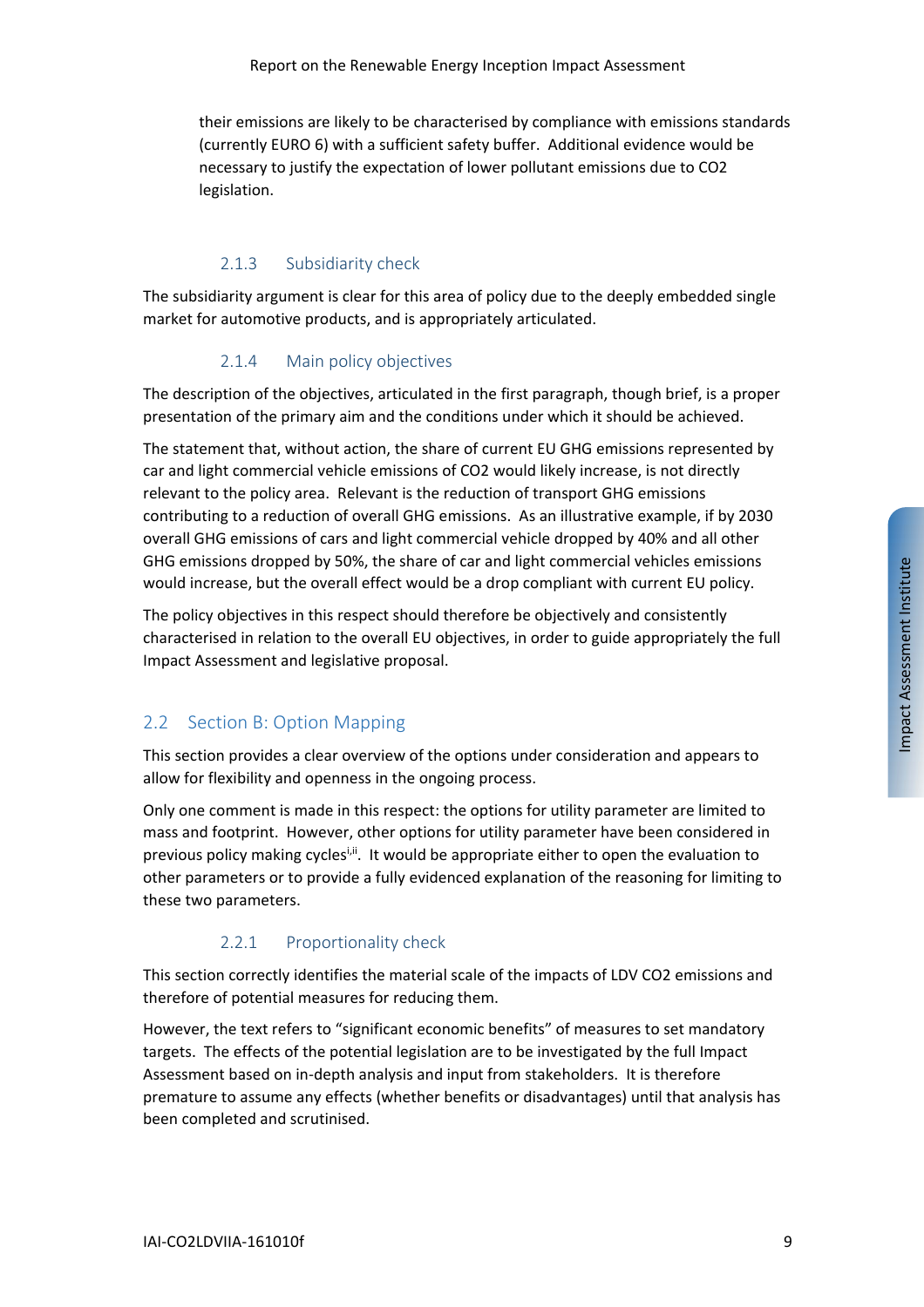their emissions are likely to be characterised by compliance with emissions standards (currently EURO 6) with a sufficient safety buffer. Additional evidence would be necessary to justify the expectation of lower pollutant emissions due to $CO_2$ legislation.

### 2.1.3 Subsidiarity check

The subsidiarity argument is clear for this area of policy due to the deeply embedded single market for automotive products, and is appropriately articulated.

### 2.1.4 Main policy objectives

The description of the objectives, articulated in the first paragraph, though brief, is a proper presentation of the primary aim and the conditions under which it should be achieved.

The statement that, without action, the share of current EU GHG emissions represented by car and light commercial vehicle emissions of $CO_2$ would likely increase, is not directly relevant to the policy area. Relevant is the reduction of transport GHG emissions contributing to a reduction of overall GHG emissions. As an illustrative example, if by 2030 overall GHG emissions of cars and light commercial vehicle dropped by 40% and all other GHG emissions dropped by 50%, the share of car and light commercial vehicles emissions would increase, but the overall effect would be a drop compliant with current EU policy.

The policy objectives in this respect should therefore be objectively and consistently characterised in relation to the overall EU objectives, in order to guide appropriately the full Impact Assessment and legislative proposal.

## 2.2 Section B: Option Mapping

This section provides a clear overview of the options under consideration and appears to allow for flexibility and openness in the ongoing process.

Only one comment is made in this respect: the options for utility parameter are limited to mass and footprint. However, other options for utility parameter have been considered in previous policy making cycles[i,ii]. It would be appropriate either to open the evaluation to other parameters or to provide a fully evidenced explanation of the reasoning for limiting to these two parameters.

### 2.2.1 Proportionality check

This section correctly identifies the material scale of the impacts of LDV $CO_2$ emissions and therefore of potential measures for reducing them.

However, the text refers to “significant economic benefits” of measures to set mandatory targets. The effects of the potential legislation are to be investigated by the full Impact Assessment based on in-depth analysis and input from stakeholders. It is therefore premature to assume any effects (whether benefits or disadvantages) until that analysis has been completed and scrutinised.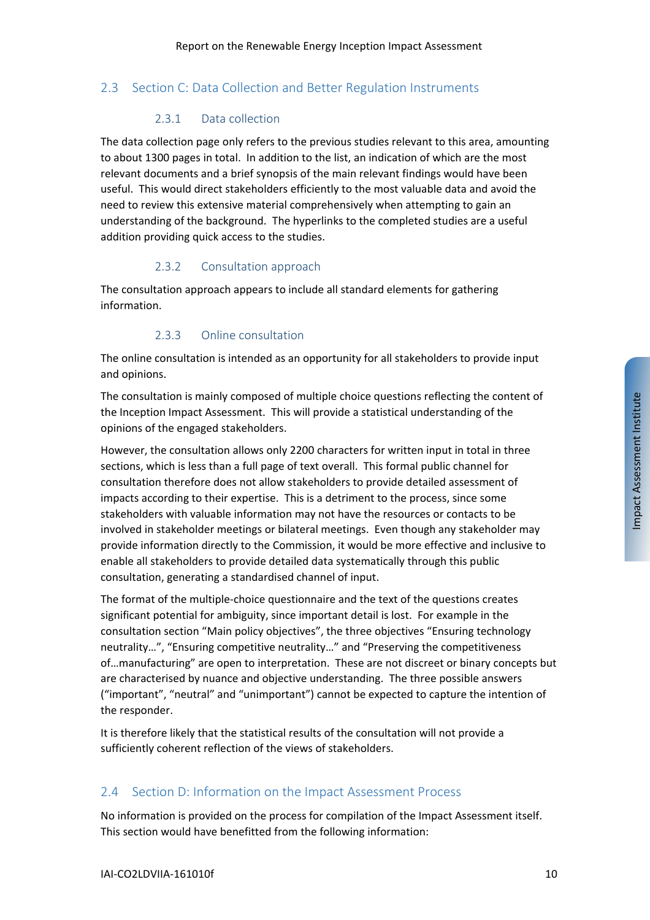## 2.3 Section C: Data Collection and Better Regulation Instruments

### 2.3.1 Data collection

The data collection page only refers to the previous studies relevant to this area, amounting to about 1300 pages in total. In addition to the list, an indication of which are the most relevant documents and a brief synopsis of the main relevant findings would have been useful. This would direct stakeholders efficiently to the most valuable data and avoid the need to review this extensive material comprehensively when attempting to gain an understanding of the background. The hyperlinks to the completed studies are a useful addition providing quick access to the studies.

### 2.3.2 Consultation approach

The consultation approach appears to include all standard elements for gathering information.

### 2.3.3 Online consultation

The online consultation is intended as an opportunity for all stakeholders to provide input and opinions.

The consultation is mainly composed of multiple choice questions reflecting the content of the Inception Impact Assessment. This will provide a statistical understanding of the opinions of the engaged stakeholders.

However, the consultation allows only 2200 characters for written input in total in three sections, which is less than a full page of text overall. This formal public channel for consultation therefore does not allow stakeholders to provide detailed assessment of impacts according to their expertise. This is a detriment to the process, since some stakeholders with valuable information may not have the resources or contacts to be involved in stakeholder meetings or bilateral meetings. Even though any stakeholder may provide information directly to the Commission, it would be more effective and inclusive to enable all stakeholders to provide detailed data systematically through this public consultation, generating a standardised channel of input.

The format of the multiple-choice questionnaire and the text of the questions creates significant potential for ambiguity, since important detail is lost. For example in the consultation section "Main policy objectives", the three objectives "Ensuring technology neutrality…", "Ensuring competitive neutrality…" and "Preserving the competitiveness of…manufacturing" are open to interpretation. These are not discreet or binary concepts but are characterised by nuance and objective understanding. The three possible answers ("important", "neutral" and "unimportant") cannot be expected to capture the intention of the responder.

It is therefore likely that the statistical results of the consultation will not provide a sufficiently coherent reflection of the views of stakeholders.

## 2.4 Section D: Information on the Impact Assessment Process

No information is provided on the process for compilation of the Impact Assessment itself. This section would have benefitted from the following information: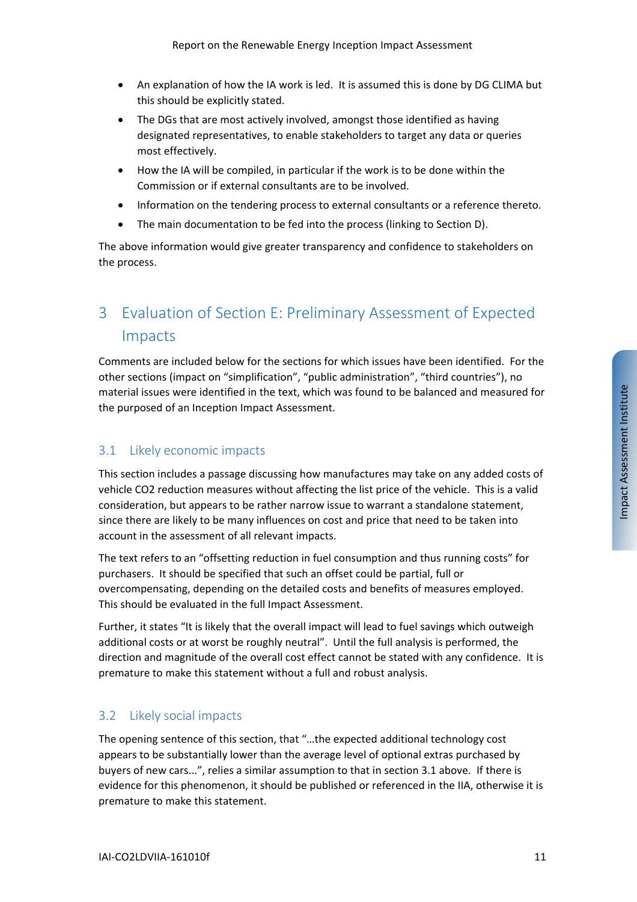- An explanation of how the IA work is led. It is assumed this is done by DG CLIMA but this should be explicitly stated.
- The DGs that are most actively involved, amongst those identified as having designated representatives, to enable stakeholders to target any data or queries most effectively.
- How the IA will be compiled, in particular if the work is to be done within the Commission or if external consultants are to be involved.
- Information on the tendering process to external consultants or a reference thereto.
- The main documentation to be fed into the process (linking to Section D).

The above information would give greater transparency and confidence to stakeholders on the process.

# 3 Evaluation of Section E: Preliminary Assessment of Expected Impacts

Comments are included below for the sections for which issues have been identified. For the other sections (impact on "simplification", "public administration", "third countries"), no material issues were identified in the text, which was found to be balanced and measured for the purposed of an Inception Impact Assessment.

## 3.1 Likely economic impacts

This section includes a passage discussing how manufactures may take on any added costs of vehicle CO2 reduction measures without affecting the list price of the vehicle. This is a valid consideration, but appears to be rather narrow issue to warrant a standalone statement, since there are likely to be many influences on cost and price that need to be taken into account in the assessment of all relevant impacts.

The text refers to an "offsetting reduction in fuel consumption and thus running costs" for purchasers. It should be specified that such an offset could be partial, full or overcompensating, depending on the detailed costs and benefits of measures employed. This should be evaluated in the full Impact Assessment.

Further, it states "It is likely that the overall impact will lead to fuel savings which outweigh additional costs or at worst be roughly neutral". Until the full analysis is performed, the direction and magnitude of the overall cost effect cannot be stated with any confidence. It is premature to make this statement without a full and robust analysis.

## 3.2 Likely social impacts

The opening sentence of this section, that "…the expected additional technology cost appears to be substantially lower than the average level of optional extras purchased by buyers of new cars...", relies a similar assumption to that in section 3.1 above. If there is evidence for this phenomenon, it should be published or referenced in the IIA, otherwise it is premature to make this statement.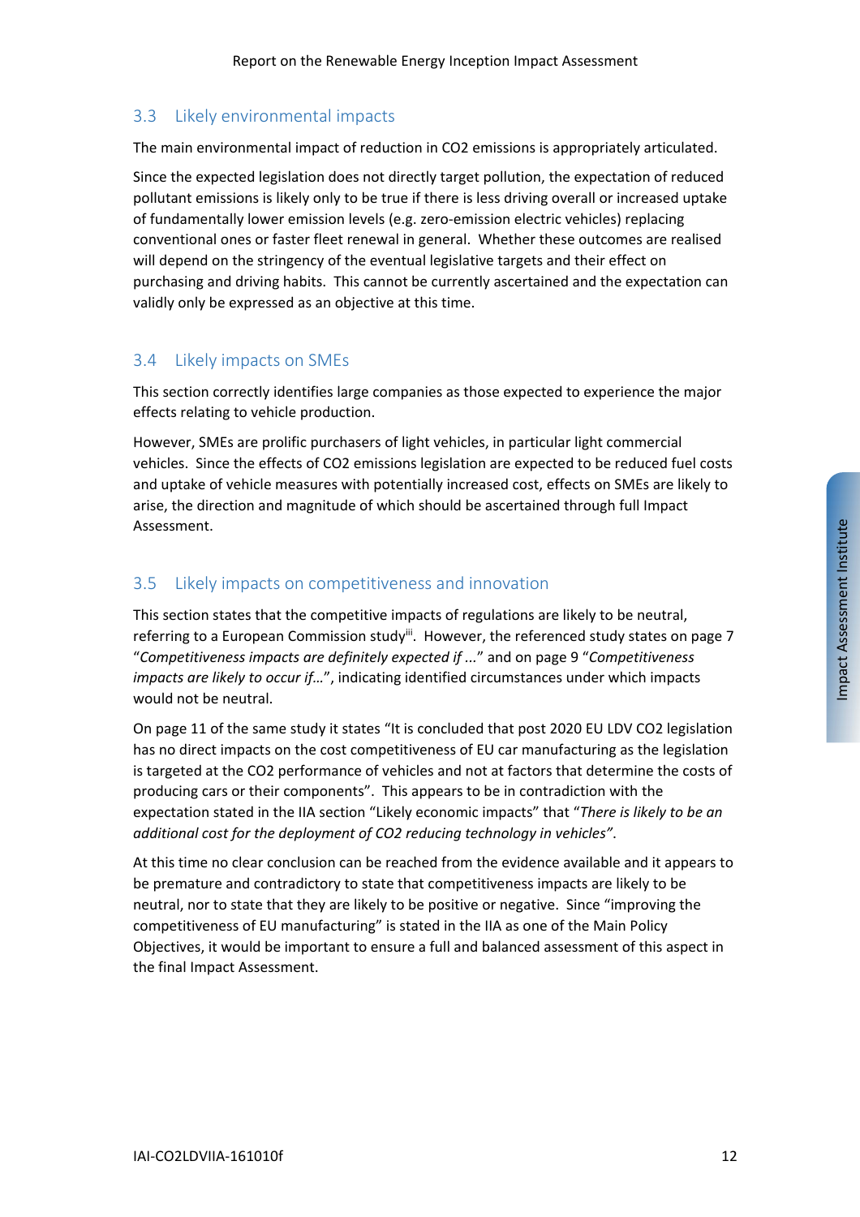### 3.3 Likely environmental impacts

The main environmental impact of reduction in $CO_2$ emissions is appropriately articulated.

Since the expected legislation does not directly target pollution, the expectation of reduced pollutant emissions is likely only to be true if there is less driving overall or increased uptake of fundamentally lower emission levels (e.g. zero-emission electric vehicles) replacing conventional ones or faster fleet renewal in general. Whether these outcomes are realised will depend on the stringency of the eventual legislative targets and their effect on purchasing and driving habits. This cannot be currently ascertained and the expectation can validly only be expressed as an objective at this time.

### 3.4 Likely impacts on SMEs

This section correctly identifies large companies as those expected to experience the major effects relating to vehicle production.

However, SMEs are prolific purchasers of light vehicles, in particular light commercial vehicles. Since the effects of $CO_2$ emissions legislation are expected to be reduced fuel costs and uptake of vehicle measures with potentially increased cost, effects on SMEs are likely to arise, the direction and magnitude of which should be ascertained through full Impact Assessment.

### 3.5 Likely impacts on competitiveness and innovation

This section states that the competitive impacts of regulations are likely to be neutral, referring to a European Commission study[iii]. However, the referenced study states on page 7 "*Competitiveness impacts are definitely expected if* ..." and on page 9 "*Competitiveness impacts are likely to occur if…*", indicating identified circumstances under which impacts would not be neutral.

On page 11 of the same study it states "It is concluded that post 2020 EU LDV $CO_2$ legislation has no direct impacts on the cost competitiveness of EU car manufacturing as the legislation is targeted at the $CO_2$ performance of vehicles and not at factors that determine the costs of producing cars or their components". This appears to be in contradiction with the expectation stated in the IIA section "Likely economic impacts" that "*There is likely to be an additional cost for the deployment of CO2 reducing technology in vehicles"*.

At this time no clear conclusion can be reached from the evidence available and it appears to be premature and contradictory to state that competitiveness impacts are likely to be neutral, nor to state that they are likely to be positive or negative. Since "improving the competitiveness of EU manufacturing" is stated in the IIA as one of the Main Policy Objectives, it would be important to ensure a full and balanced assessment of this aspect in the final Impact Assessment.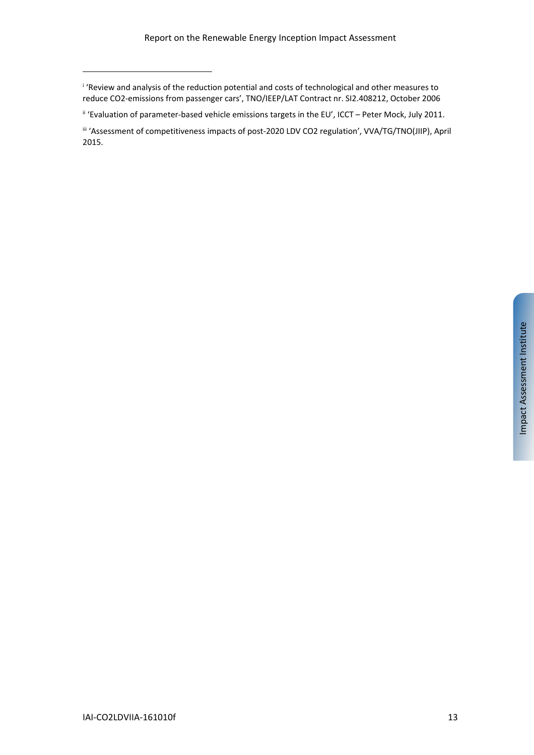[i] 'Review and analysis of the reduction potential and costs of technological and other measures to reduce CO2-emissions from passenger cars', TNO/IEEP/LAT Contract nr. SI2.408212, October 2006

[ii] 'Evaluation of parameter-based vehicle emissions targets in the EU', ICCT – Peter Mock, July 2011.

[iii] 'Assessment of competitiveness impacts of post-2020 LDV CO2 regulation', VVA/TG/TNO(JIIP), April 2015.